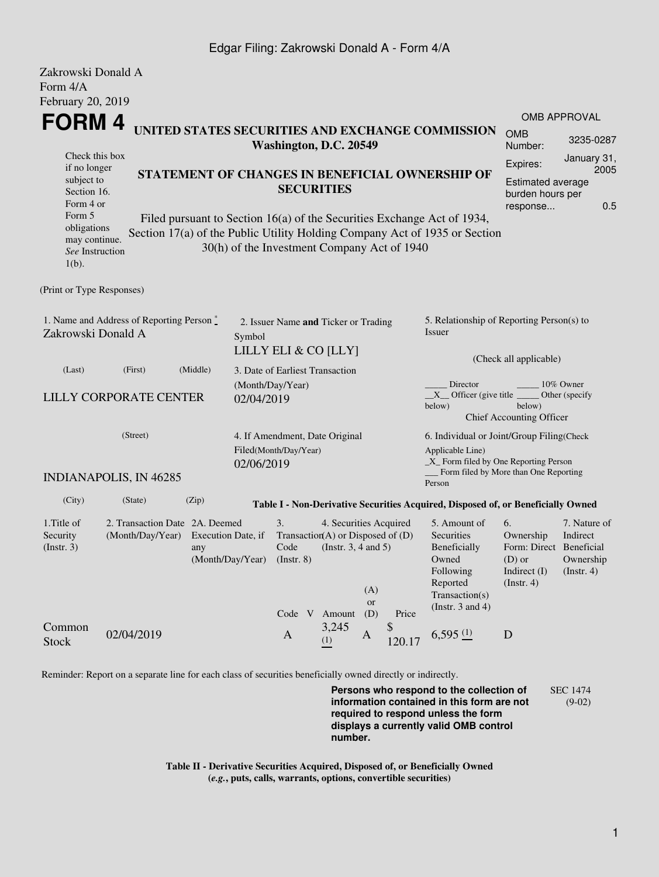Zakrowski Donald A
Form 4/A
February 20, 2019

# FORM 4

**UNITED STATES SECURITIES AND EXCHANGE COMMISSION**
**Washington, D.C. 20549**

| OMB APPROVAL | |
|---|---|
| OMB Number: | 3235-0287 |
| Expires: | January 31, 2005 |
| Estimated average burden hours per response... | 0.5 |

Check this box if no longer subject to Section 16. Form 4 or Form 5 obligations may continue. *See* Instruction 1(b).

## STATEMENT OF CHANGES IN BENEFICIAL OWNERSHIP OF SECURITIES

Filed pursuant to Section 16(a) of the Securities Exchange Act of 1934, Section 17(a) of the Public Utility Holding Company Act of 1935 or Section 30(h) of the Investment Company Act of 1940

(Print or Type Responses)

1. Name and Address of Reporting Person *
Zakrowski Donald A

(Last) (First) (Middle)

LILLY CORPORATE CENTER

(Street)

INDIANAPOLIS, IN 46285

(City) (State) (Zip)

2. Issuer Name **and** Ticker or Trading Symbol
LILLY ELI & CO [LLY]

3. Date of Earliest Transaction (Month/Day/Year)
02/04/2019

4. If Amendment, Date Original Filed(Month/Day/Year)
02/06/2019

5. Relationship of Reporting Person(s) to Issuer

(Check all applicable)

_____ Director _____ 10% Owner
\_\_X\_\_ Officer (give title below) _____ Other (specify below)
Chief Accounting Officer

6. Individual or Joint/Group Filing(Check Applicable Line)
_X_ Form filed by One Reporting Person
___ Form filed by More than One Reporting Person

**Table I - Non-Derivative Securities Acquired, Disposed of, or Beneficially Owned**

| 1.Title of Security (Instr. 3) | 2. Transaction Date (Month/Day/Year) | 2A. Deemed Execution Date, if any (Month/Day/Year) | 3. Transaction Code (Instr. 8) | | 4. Securities Acquired (A) or Disposed of (D) (Instr. 3, 4 and 5) | | | 5. Amount of Securities Beneficially Owned Following Reported Transaction(s) (Instr. 3 and 4) | 6. Ownership Form: Direct (D) or Indirect (I) (Instr. 4) | 7. Nature of Indirect Beneficial Ownership (Instr. 4) |
|---|---|---|---|---|---|---|---|---|---|---|
| | | | Code | V | Amount | (A) or (D) | Price | | | |
| Common Stock | 02/04/2019 | | A | | 3,245 (1) | A | $ 120.17 | 6,595 (1) | D | |

Reminder: Report on a separate line for each class of securities beneficially owned directly or indirectly.

**Persons who respond to the collection of information contained in this form are not required to respond unless the form displays a currently valid OMB control number.**

SEC 1474 (9-02)

**Table II - Derivative Securities Acquired, Disposed of, or Beneficially Owned**
**(*e.g.*, puts, calls, warrants, options, convertible securities)**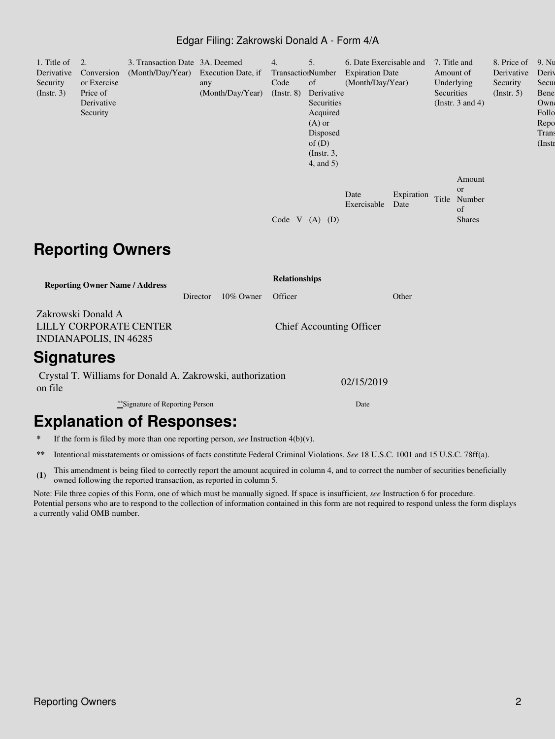| 1. Title of Derivative Security (Instr. 3) | 2. Conversion or Exercise Price of Derivative Security | 3. Transaction Date (Month/Day/Year) | 3A. Deemed Execution Date, if any (Month/Day/Year) | 4. Transaction Code (Instr. 8) | | 5. Number of Derivative Securities Acquired (A) or Disposed of (D) (Instr. 3, 4, and 5) | | 6. Date Exercisable and Expiration Date (Month/Day/Year) | | 7. Title and Amount of Underlying Securities (Instr. 3 and 4) | | 8. Price of Derivative Security (Instr. 5) | 9. Nu Deriv Secur Bene Owne Follo Repo Trans (Instr |
|---|---|---|---|---|---|---|---|---|---|---|---|---|---|
| | | | | Code | V | (A) | (D) | Date Exercisable | Expiration Date | Title | Amount or Number of Shares | | |

## Reporting Owners

| Reporting Owner Name / Address | Relationships | | | |
|---|---|---|---|---|
| | Director | 10% Owner | Officer | Other |
| Zakrowski Donald A<br>LILLY CORPORATE CENTER<br>INDIANAPOLIS, IN 46285 | | | Chief Accounting Officer | |

## Signatures

| | |
|---|---|
| Crystal T. Williams for Donald A. Zakrowski, authorization on file | 02/15/2019 |
| **Signature of Reporting Person | Date |

## Explanation of Responses:

\* If the form is filed by more than one reporting person, *see* Instruction 4(b)(v).

\*\* Intentional misstatements or omissions of facts constitute Federal Criminal Violations. *See* 18 U.S.C. 1001 and 15 U.S.C. 78ff(a).

**(1)** This amendment is being filed to correctly report the amount acquired in column 4, and to correct the number of securities beneficially owned following the reported transaction, as reported in column 5.

Note: File three copies of this Form, one of which must be manually signed. If space is insufficient, *see* Instruction 6 for procedure.
Potential persons who are to respond to the collection of information contained in this form are not required to respond unless the form displays a currently valid OMB number.